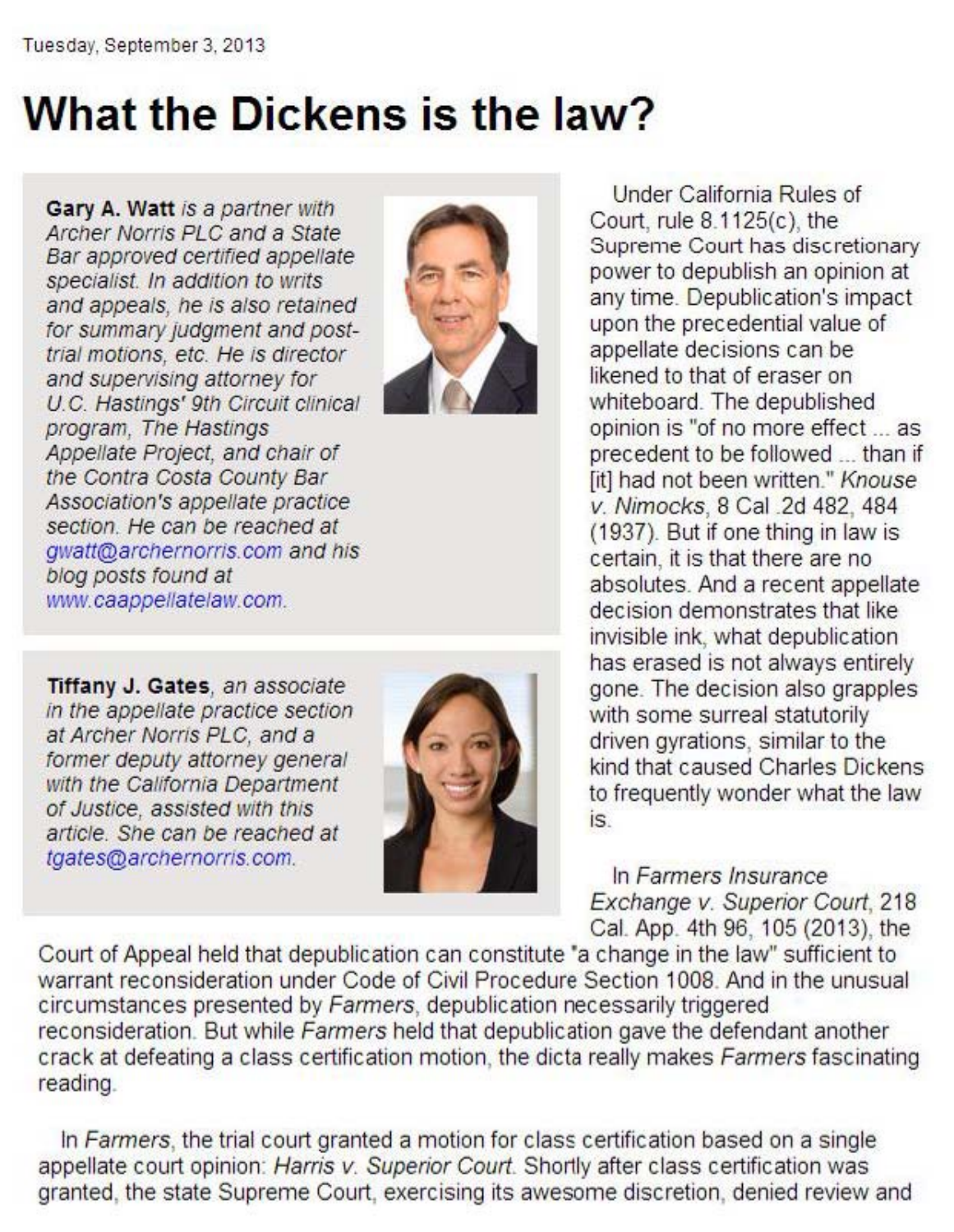Tuesday, September 3, 2013

# What the Dickens is the law?

**Gary A. Watt** *is a partner with Archer Norris PLC and a State Bar approved certified appellate specialist. In addition to writs and appeals, he is also retained for summary judgment and post-trial motions, etc. He is director and supervising attorney for U.C. Hastings' 9th Circuit clinical program, The Hastings Appellate Project, and chair of the Contra Costa County Bar Association's appellate practice section. He can be reached at gwatt@archernorris.com and his blog posts found at www.caappellatelaw.com.*

**Tiffany J. Gates**, *an associate in the appellate practice section at Archer Norris PLC, and a former deputy attorney general with the California Department of Justice, assisted with this article. She can be reached at tgates@archernorris.com.*

Under California Rules of Court, rule 8.1125(c), the Supreme Court has discretionary power to depublish an opinion at any time. Depublication's impact upon the precedential value of appellate decisions can be likened to that of eraser on whiteboard. The depublished opinion is "of no more effect ... as precedent to be followed ... than if [it] had not been written." *Knouse v. Nimocks*, 8 Cal .2d 482, 484 (1937). But if one thing in law is certain, it is that there are no absolutes. And a recent appellate decision demonstrates that like invisible ink, what depublication has erased is not always entirely gone. The decision also grapples with some surreal statutorily driven gyrations, similar to the kind that caused Charles Dickens to frequently wonder what the law is.

In *Farmers Insurance Exchange v. Superior Court*, 218 Cal. App. 4th 96, 105 (2013), the Court of Appeal held that depublication can constitute "a change in the law" sufficient to warrant reconsideration under Code of Civil Procedure Section 1008. And in the unusual circumstances presented by *Farmers*, depublication necessarily triggered reconsideration. But while *Farmers* held that depublication gave the defendant another crack at defeating a class certification motion, the dicta really makes *Farmers* fascinating reading.

In *Farmers*, the trial court granted a motion for class certification based on a single appellate court opinion: *Harris v. Superior Court*. Shortly after class certification was granted, the state Supreme Court, exercising its awesome discretion, denied review and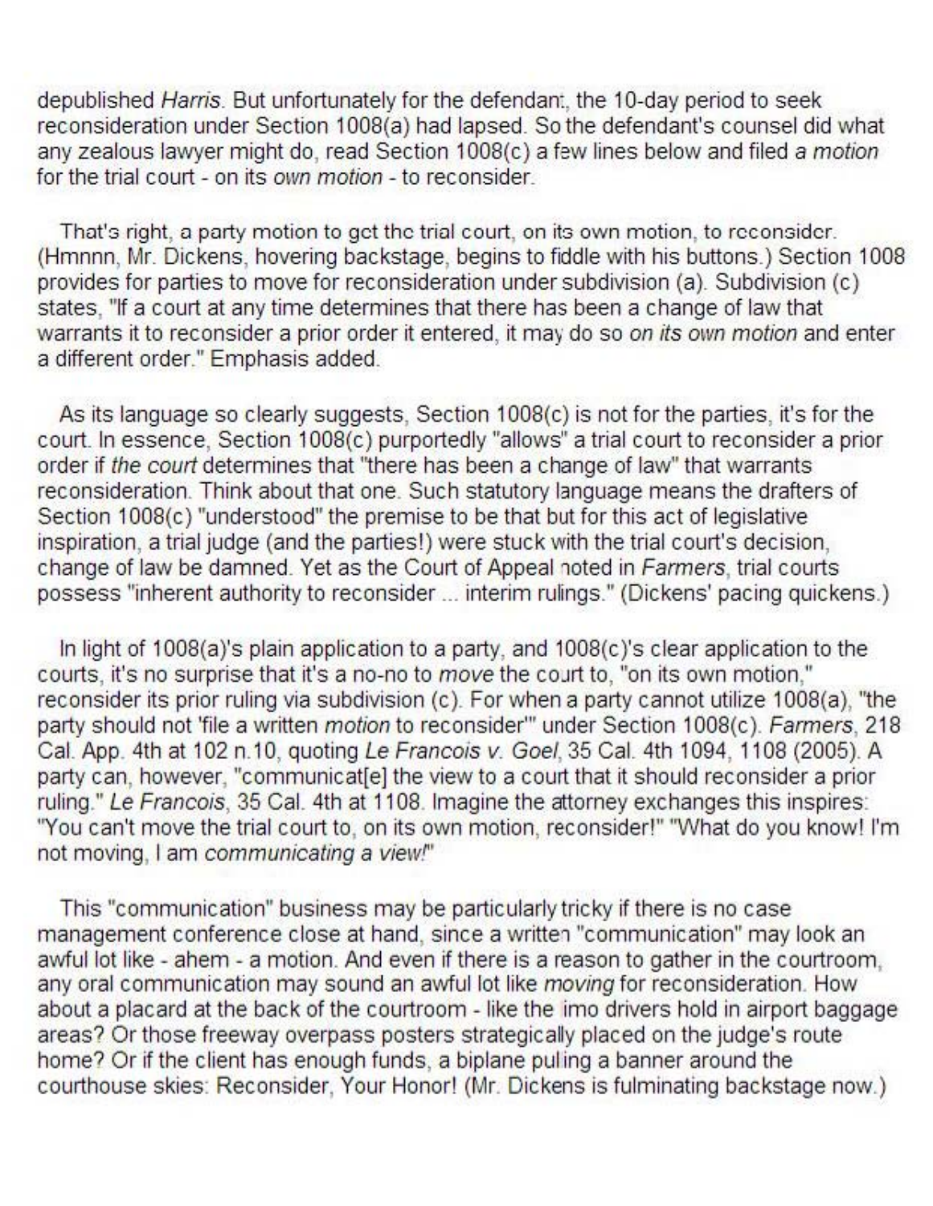depublished *Harris*. But unfortunately for the defendant, the 10-day period to seek reconsideration under Section 1008(a) had lapsed. So the defendant's counsel did what any zealous lawyer might do, read Section 1008(c) a few lines below and filed a *motion* for the trial court - on its *own motion* - to reconsider.

That's right, a party motion to get the trial court, on its own motion, to reconsider. (Hmnnn, Mr. Dickens, hovering backstage, begins to fiddle with his buttons.) Section 1008 provides for parties to move for reconsideration under subdivision (a). Subdivision (c) states, "If a court at any time determines that there has been a change of law that warrants it to reconsider a prior order it entered, it may do so *on its own motion* and enter a different order." Emphasis added.

As its language so clearly suggests, Section 1008(c) is not for the parties, it's for the court. In essence, Section 1008(c) purportedly "allows" a trial court to reconsider a prior order if *the court* determines that "there has been a change of law" that warrants reconsideration. Think about that one. Such statutory language means the drafters of Section 1008(c) "understood" the premise to be that but for this act of legislative inspiration, a trial judge (and the parties!) were stuck with the trial court's decision, change of law be damned. Yet as the Court of Appeal noted in *Farmers*, trial courts possess "inherent authority to reconsider ... interim rulings." (Dickens' pacing quickens.)

In light of 1008(a)'s plain application to a party, and 1008(c)'s clear application to the courts, it's no surprise that it's a no-no to *move* the court to, "on its own motion," reconsider its prior ruling via subdivision (c). For when a party cannot utilize 1008(a), "the party should not 'file a written *motion* to reconsider'" under Section 1008(c). *Farmers*, 218 Cal. App. 4th at 102 n.10, quoting *Le Francois v. Goel*, 35 Cal. 4th 1094, 1108 (2005). A party can, however, "communicat[e] the view to a court that it should reconsider a prior ruling." *Le Francois*, 35 Cal. 4th at 1108. Imagine the attorney exchanges this inspires: "You can't move the trial court to, on its own motion, reconsider!" "What do you know! I'm not moving, I am *communicating a view!*"

This "communication" business may be particularly tricky if there is no case management conference close at hand, since a written "communication" may look an awful lot like - ahem - a motion. And even if there is a reason to gather in the courtroom, any oral communication may sound an awful lot like *moving* for reconsideration. How about a placard at the back of the courtroom - like the limo drivers hold in airport baggage areas? Or those freeway overpass posters strategically placed on the judge's route home? Or if the client has enough funds, a biplane pulling a banner around the courthouse skies: Reconsider, Your Honor! (Mr. Dickens is fulminating backstage now.)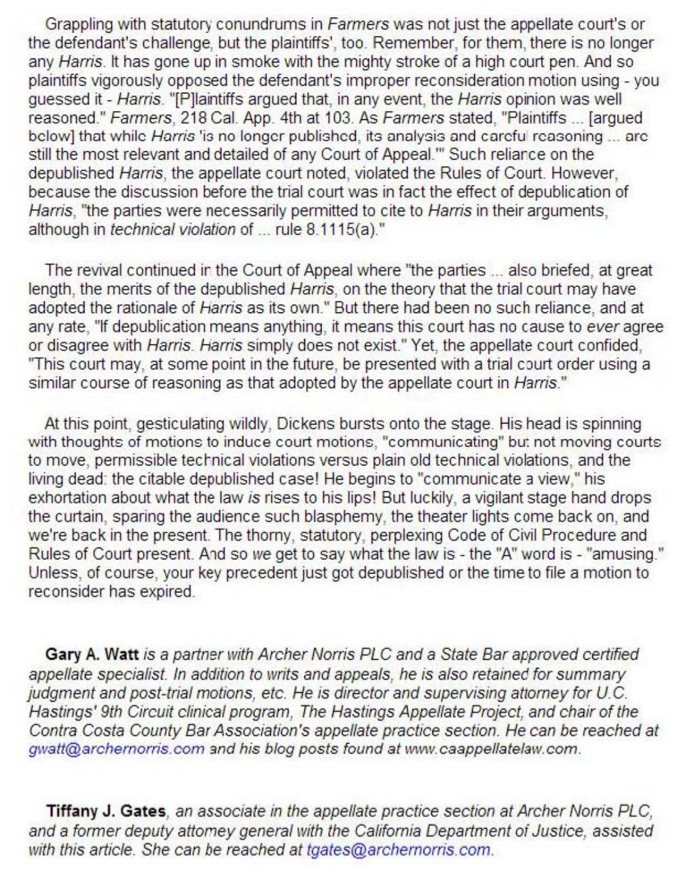Grappling with statutory conundrums in *Farmers* was not just the appellate court's or the defendant's challenge, but the plaintiffs', too. Remember, for them, there is no longer any *Harris*. It has gone up in smoke with the mighty stroke of a high court pen. And so plaintiffs vigorously opposed the defendant's improper reconsideration motion using - you guessed it - *Harris*. "[P]laintiffs argued that, in any event, the *Harris* opinion was well reasoned." *Farmers*, 218 Cal. App. 4th at 103. As *Farmers* stated, "Plaintiffs ... [argued below] that while *Harris* 'is no longer published, its analysis and careful reasoning ... are still the most relevant and detailed of any Court of Appeal.'" Such reliance on the depublished *Harris*, the appellate court noted, violated the Rules of Court. However, because the discussion before the trial court was in fact the effect of depublication of *Harris*, "the parties were necessarily permitted to cite to *Harris* in their arguments, although in *technical violation* of ... rule 8.1115(a)."

The revival continued in the Court of Appeal where "the parties ... also briefed, at great length, the merits of the depublished *Harris*, on the theory that the trial court may have adopted the rationale of *Harris* as its own." But there had been no such reliance, and at any rate, "If depublication means anything, it means this court has no cause to *ever* agree or disagree with *Harris*. *Harris* simply does not exist." Yet, the appellate court confided, "This court may, at some point in the future, be presented with a trial court order using a similar course of reasoning as that adopted by the appellate court in *Harris*."

At this point, gesticulating wildly, Dickens bursts onto the stage. His head is spinning with thoughts of motions to induce court motions, "communicating" but not moving courts to move, permissible technical violations versus plain old technical violations, and the living dead: the citable depublished case! He begins to "communicate a view," his exhortation about what the law *is* rises to his lips! But luckily, a vigilant stage hand drops the curtain, sparing the audience such blasphemy, the theater lights come back on, and we're back in the present. The thorny, statutory, perplexing Code of Civil Procedure and Rules of Court present. And so we get to say what the law is - the "A" word is - "amusing." Unless, of course, your key precedent just got depublished or the time to file a motion to reconsider has expired.

**Gary A. Watt** *is a partner with Archer Norris PLC and a State Bar approved certified appellate specialist. In addition to writs and appeals, he is also retained for summary judgment and post-trial motions, etc. He is director and supervising attorney for U.C. Hastings' 9th Circuit clinical program, The Hastings Appellate Project, and chair of the Contra Costa County Bar Association's appellate practice section. He can be reached at gwatt@archernorris.com and his blog posts found at www.caappellatelaw.com.*

**Tiffany J. Gates**, *an associate in the appellate practice section at Archer Norris PLC, and a former deputy attorney general with the California Department of Justice, assisted with this article. She can be reached at tgates@archernorris.com.*